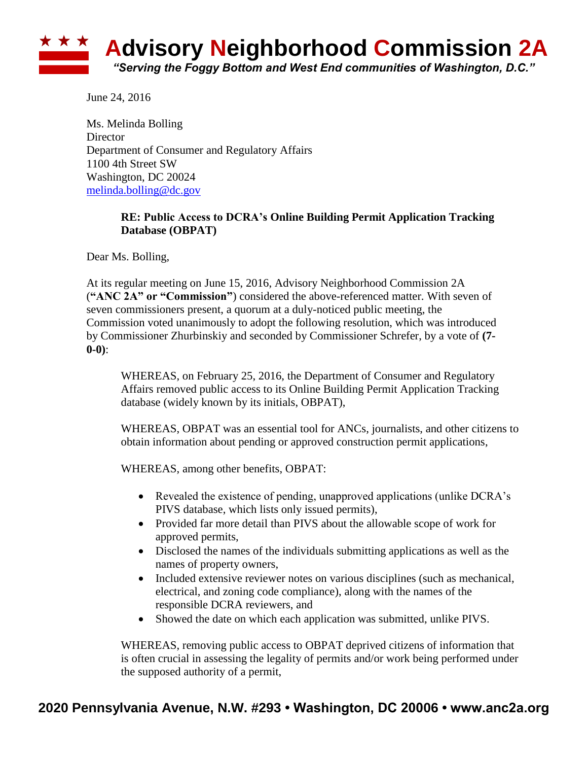# Advisory Neighborhood Commission 2A

*"Serving the Foggy Bottom and West End communities of Washington, D.C."*

June 24, 2016

Ms. Melinda Bolling
Director
Department of Consumer and Regulatory Affairs
1100 4th Street SW
Washington, DC 20024
melinda.bolling@dc.gov

**RE: Public Access to DCRA's Online Building Permit Application Tracking Database (OBPAT)**

Dear Ms. Bolling,

At its regular meeting on June 15, 2016, Advisory Neighborhood Commission 2A (**"ANC 2A" or "Commission"**) considered the above-referenced matter. With seven of seven commissioners present, a quorum at a duly-noticed public meeting, the Commission voted unanimously to adopt the following resolution, which was introduced by Commissioner Zhurbinskiy and seconded by Commissioner Schrefer, by a vote of **(7-0-0)**:

> WHEREAS, on February 25, 2016, the Department of Consumer and Regulatory Affairs removed public access to its Online Building Permit Application Tracking database (widely known by its initials, OBPAT),
>
> WHEREAS, OBPAT was an essential tool for ANCs, journalists, and other citizens to obtain information about pending or approved construction permit applications,
>
> WHEREAS, among other benefits, OBPAT:
>
> - Revealed the existence of pending, unapproved applications (unlike DCRA's PIVS database, which lists only issued permits),
> - Provided far more detail than PIVS about the allowable scope of work for approved permits,
> - Disclosed the names of the individuals submitting applications as well as the names of property owners,
> - Included extensive reviewer notes on various disciplines (such as mechanical, electrical, and zoning code compliance), along with the names of the responsible DCRA reviewers, and
> - Showed the date on which each application was submitted, unlike PIVS.
>
> WHEREAS, removing public access to OBPAT deprived citizens of information that is often crucial in assessing the legality of permits and/or work being performed under the supposed authority of a permit,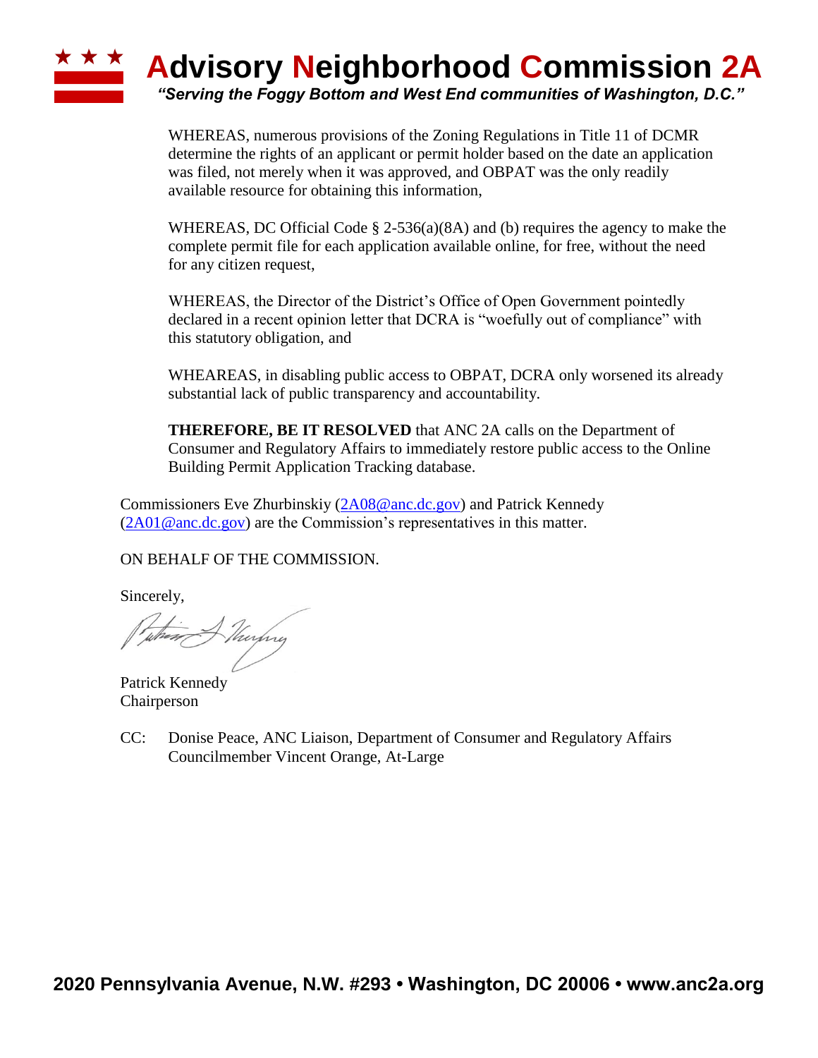WHEREAS, numerous provisions of the Zoning Regulations in Title 11 of DCMR determine the rights of an applicant or permit holder based on the date an application was filed, not merely when it was approved, and OBPAT was the only readily available resource for obtaining this information,

WHEREAS, DC Official Code § 2-536(a)(8A) and (b) requires the agency to make the complete permit file for each application available online, for free, without the need for any citizen request,

WHEREAS, the Director of the District's Office of Open Government pointedly declared in a recent opinion letter that DCRA is "woefully out of compliance" with this statutory obligation, and

WHEAREAS, in disabling public access to OBPAT, DCRA only worsened its already substantial lack of public transparency and accountability.

**THEREFORE, BE IT RESOLVED** that ANC 2A calls on the Department of Consumer and Regulatory Affairs to immediately restore public access to the Online Building Permit Application Tracking database.

Commissioners Eve Zhurbinskiy (2A08@anc.dc.gov) and Patrick Kennedy (2A01@anc.dc.gov) are the Commission's representatives in this matter.

ON BEHALF OF THE COMMISSION.

Sincerely,

Patrick Kennedy
Chairperson

CC: Donise Peace, ANC Liaison, Department of Consumer and Regulatory Affairs
Councilmember Vincent Orange, At-Large